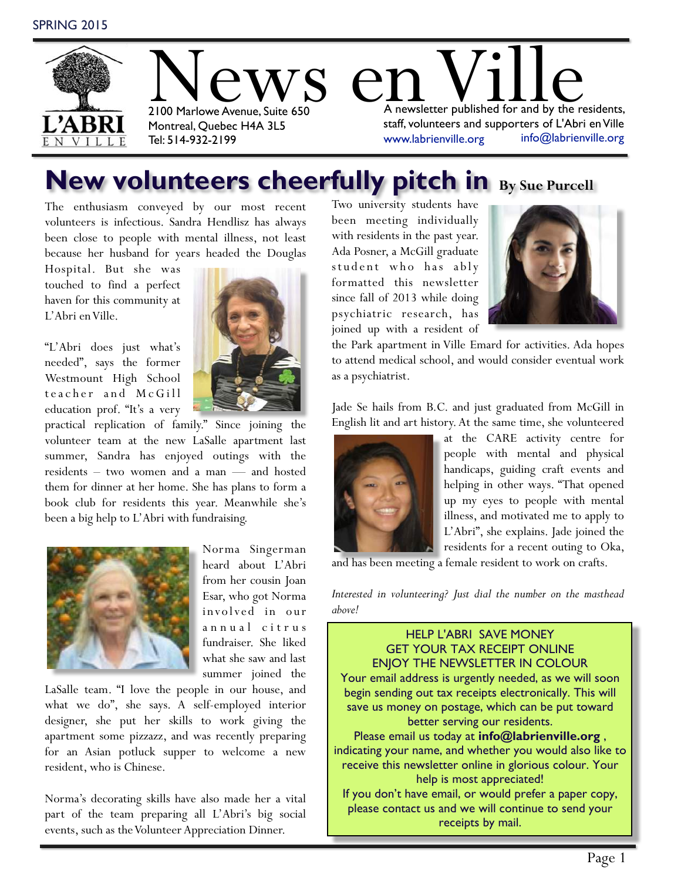SPRING 2015

# News en Ville

2100 Marlowe Avenue, Suite 650
Montreal, Quebec H4A 3L5
Tel: 514-932-2199

A newsletter published for and by the residents, staff, volunteers and supporters of L'Abri en Ville
www.labrienville.org info@labrienville.org

## New volunteers cheerfully pitch in

**By Sue Purcell**

The enthusiasm conveyed by our most recent volunteers is infectious. Sandra Hendlisz has always been close to people with mental illness, not least because her husband for years headed the Douglas Hospital. But she was touched to find a perfect haven for this community at L'Abri en Ville.

"L'Abri does just what's needed", says the former Westmount High School teacher and McGill education prof. "It's a very practical replication of family." Since joining the volunteer team at the new LaSalle apartment last summer, Sandra has enjoyed outings with the residents – two women and a man — and hosted them for dinner at her home. She has plans to form a book club for residents this year. Meanwhile she's been a big help to L'Abri with fundraising.

Norma Singerman heard about L'Abri from her cousin Joan Esar, who got Norma involved in our annual citrus fundraiser. She liked what she saw and last summer joined the LaSalle team. "I love the people in our house, and what we do", she says. A self-employed interior designer, she put her skills to work giving the apartment some pizzazz, and was recently preparing for an Asian potluck supper to welcome a new resident, who is Chinese.

Norma's decorating skills have also made her a vital part of the team preparing all L'Abri's big social events, such as the Volunteer Appreciation Dinner.

Two university students have been meeting individually with residents in the past year. Ada Posner, a McGill graduate student who has ably formatted this newsletter since fall of 2013 while doing psychiatric research, has joined up with a resident of the Park apartment in Ville Emard for activities. Ada hopes to attend medical school, and would consider eventual work as a psychiatrist.

Jade Se hails from B.C. and just graduated from McGill in English lit and art history. At the same time, she volunteered at the CARE activity centre for people with mental and physical handicaps, guiding craft events and helping in other ways. "That opened up my eyes to people with mental illness, and motivated me to apply to L'Abri", she explains. Jade joined the residents for a recent outing to Oka, and has been meeting a female resident to work on crafts.

*Interested in volunteering? Just dial the number on the masthead above!*

HELP L'ABRI SAVE MONEY
GET YOUR TAX RECEIPT ONLINE
ENJOY THE NEWSLETTER IN COLOUR

Your email address is urgently needed, as we will soon begin sending out tax receipts electronically. This will save us money on postage, which can be put toward better serving our residents.

Please email us today at **info@labrienville.org** , indicating your name, and whether you would also like to receive this newsletter online in glorious colour. Your help is most appreciated!

If you don't have email, or would prefer a paper copy, please contact us and we will continue to send your receipts by mail.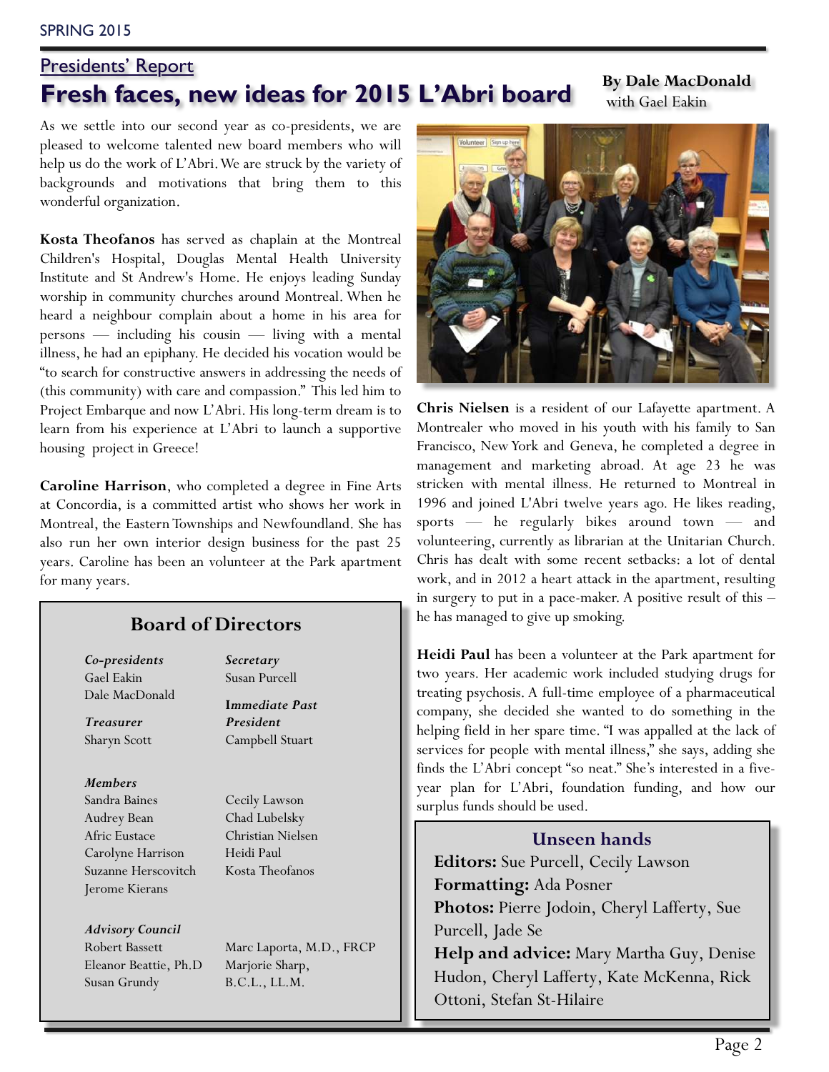## Presidents' Report

# Fresh faces, new ideas for 2015 L'Abri board

**By Dale MacDonald** with Gael Eakin

As we settle into our second year as co-presidents, we are pleased to welcome talented new board members who will help us do the work of L'Abri. We are struck by the variety of backgrounds and motivations that bring them to this wonderful organization.

**Kosta Theofanos** has served as chaplain at the Montreal Children's Hospital, Douglas Mental Health University Institute and St Andrew's Home. He enjoys leading Sunday worship in community churches around Montreal. When he heard a neighbour complain about a home in his area for persons — including his cousin — living with a mental illness, he had an epiphany. He decided his vocation would be "to search for constructive answers in addressing the needs of (this community) with care and compassion." This led him to Project Embarque and now L'Abri. His long-term dream is to learn from his experience at L'Abri to launch a supportive housing project in Greece!

**Caroline Harrison**, who completed a degree in Fine Arts at Concordia, is a committed artist who shows her work in Montreal, the Eastern Townships and Newfoundland. She has also run her own interior design business for the past 25 years. Caroline has been an volunteer at the Park apartment for many years.

**Chris Nielsen** is a resident of our Lafayette apartment. A Montrealer who moved in his youth with his family to San Francisco, New York and Geneva, he completed a degree in management and marketing abroad. At age 23 he was stricken with mental illness. He returned to Montreal in 1996 and joined L'Abri twelve years ago. He likes reading, sports — he regularly bikes around town — and volunteering, currently as librarian at the Unitarian Church. Chris has dealt with some recent setbacks: a lot of dental work, and in 2012 a heart attack in the apartment, resulting in surgery to put in a pace-maker. A positive result of this – he has managed to give up smoking.

**Heidi Paul** has been a volunteer at the Park apartment for two years. Her academic work included studying drugs for treating psychosis. A full-time employee of a pharmaceutical company, she decided she wanted to do something in the helping field in her spare time. "I was appalled at the lack of services for people with mental illness," she says, adding she finds the L'Abri concept "so neat." She's interested in a five-year plan for L'Abri, foundation funding, and how our surplus funds should be used.

### Board of Directors

***Co-presidents***
Gael Eakin
Dale MacDonald

***Treasurer***
Sharyn Scott

***Secretary***
Susan Purcell

***Immediate Past President***
Campbell Stuart

***Members***
Sandra Baines
Audrey Bean
Afric Eustace
Carolyne Harrison
Suzanne Herscovitch
Jerome Kierans
Cecily Lawson
Chad Lubelsky
Christian Nielsen
Heidi Paul
Kosta Theofanos

***Advisory Council***
Robert Bassett
Eleanor Beattie, Ph.D
Susan Grundy
Marc Laporta, M.D., FRCP
Marjorie Sharp, B.C.L., LL.M.

### Unseen hands

**Editors:** Sue Purcell, Cecily Lawson
**Formatting:** Ada Posner
**Photos:** Pierre Jodoin, Cheryl Lafferty, Sue Purcell, Jade Se
**Help and advice:** Mary Martha Guy, Denise Hudon, Cheryl Lafferty, Kate McKenna, Rick Ottoni, Stefan St-Hilaire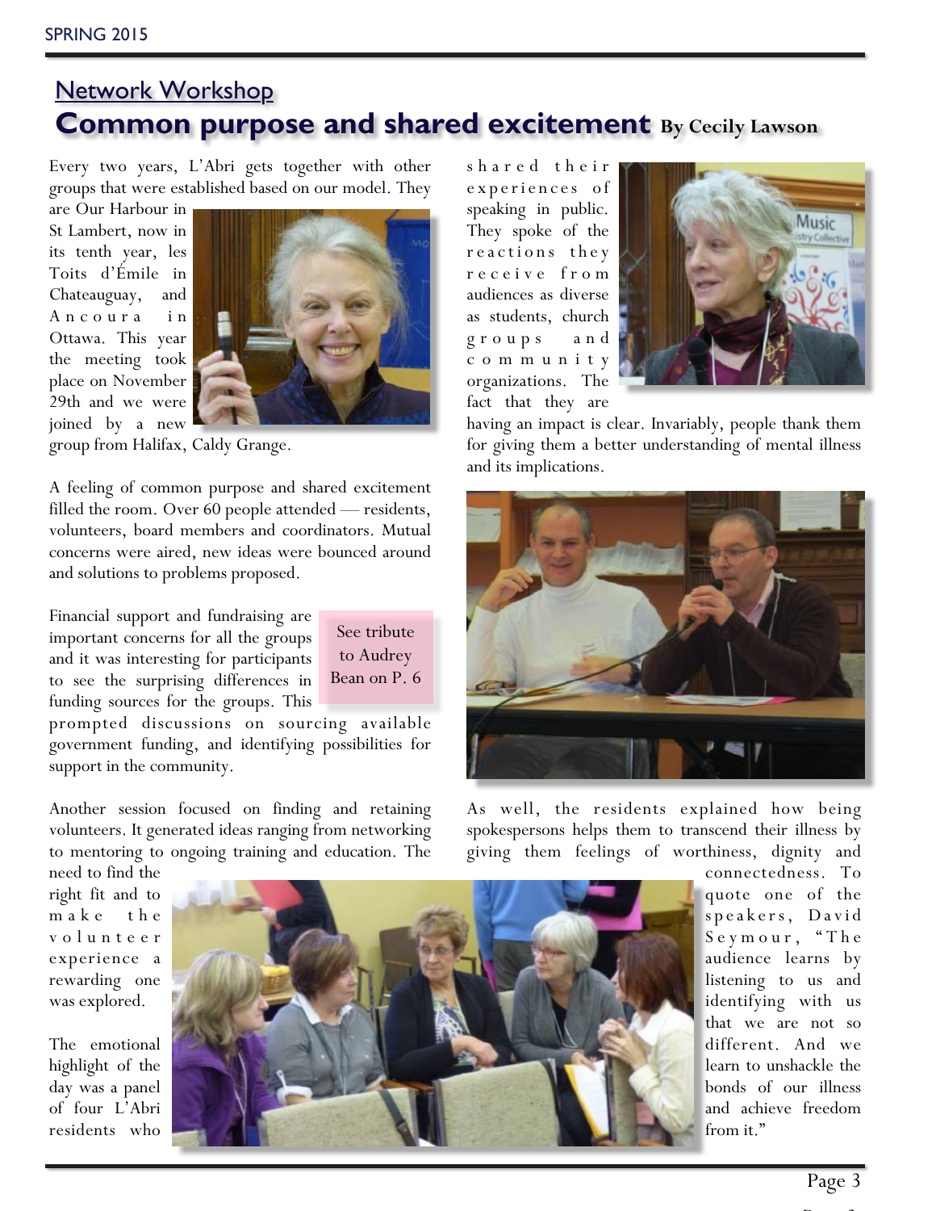## Network Workshop

# Common purpose and shared excitement

**By Cecily Lawson**

Every two years, L'Abri gets together with other groups that were established based on our model. They are Our Harbour in St Lambert, now in its tenth year, les Toits d'Émile in Chateauguay, and Ancoura in Ottawa. This year the meeting took place on November 29th and we were joined by a new group from Halifax, Caldy Grange.

A feeling of common purpose and shared excitement filled the room. Over 60 people attended — residents, volunteers, board members and coordinators. Mutual concerns were aired, new ideas were bounced around and solutions to problems proposed.

Financial support and fundraising are important concerns for all the groups and it was interesting for participants to see the surprising differences in funding sources for the groups. This prompted discussions on sourcing available government funding, and identifying possibilities for support in the community.

See tribute to Audrey Bean on P. 6

Another session focused on finding and retaining volunteers. It generated ideas ranging from networking to mentoring to ongoing training and education. The need to find the right fit and to make the volunteer experience a rewarding one was explored.

The emotional highlight of the day was a panel of four L'Abri residents who shared their experiences of speaking in public. They spoke of the reactions they receive from audiences as diverse as students, church groups and community organizations. The fact that they are having an impact is clear. Invariably, people thank them for giving them a better understanding of mental illness and its implications.

As well, the residents explained how being spokespersons helps them to transcend their illness by giving them feelings of worthiness, dignity and connectedness. To quote one of the speakers, David Seymour, "The audience learns by listening to us and identifying with us that we are not so different. And we learn to unshackle the bonds of our illness and achieve freedom from it."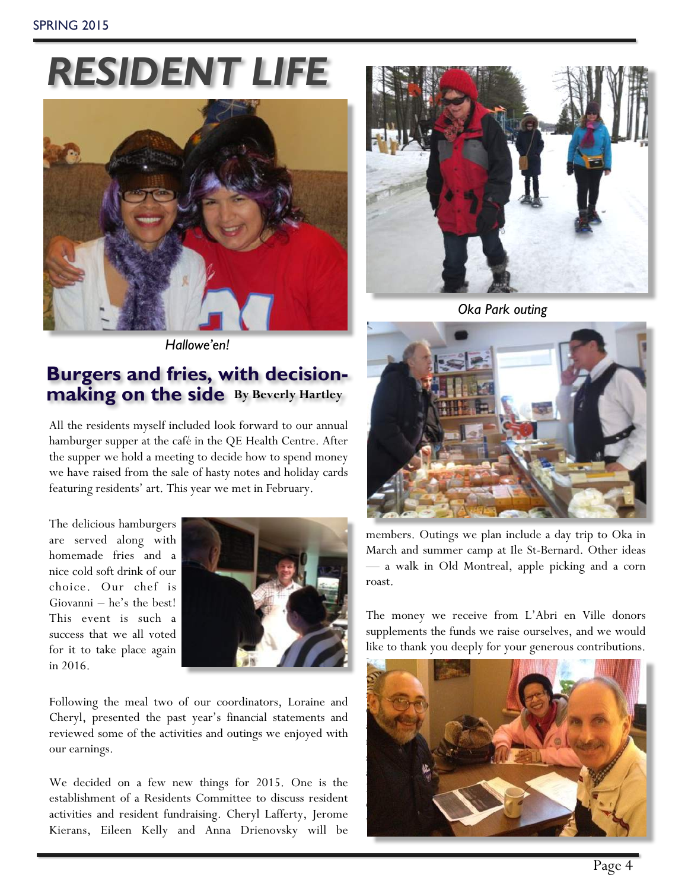# RESIDENT LIFE

*Hallowe'en!*

## Burgers and fries, with decision-making on the side

**By Beverly Hartley**

All the residents myself included look forward to our annual hamburger supper at the café in the QE Health Centre. After the supper we hold a meeting to decide how to spend money we have raised from the sale of hasty notes and holiday cards featuring residents' art. This year we met in February.

The delicious hamburgers are served along with homemade fries and a nice cold soft drink of our choice. Our chef is Giovanni – he's the best! This event is such a success that we all voted for it to take place again in 2016.

Following the meal two of our coordinators, Loraine and Cheryl, presented the past year's financial statements and reviewed some of the activities and outings we enjoyed with our earnings.

We decided on a few new things for 2015. One is the establishment of a Residents Committee to discuss resident activities and resident fundraising. Cheryl Lafferty, Jerome Kierans, Eileen Kelly and Anna Drienovsky will be members. Outings we plan include a day trip to Oka in March and summer camp at Ile St-Bernard. Other ideas — a walk in Old Montreal, apple picking and a corn roast.

The money we receive from L'Abri en Ville donors supplements the funds we raise ourselves, and we would like to thank you deeply for your generous contributions.

*Oka Park outing*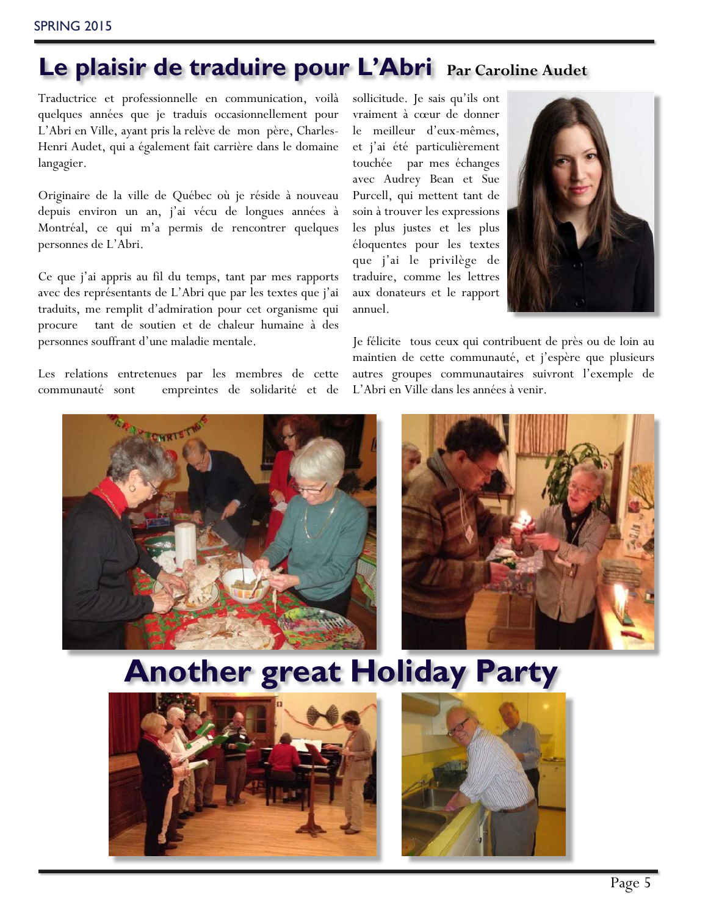# Le plaisir de traduire pour L'Abri

**Par Caroline Audet**

Traductrice et professionnelle en communication, voilà quelques années que je traduis occasionnellement pour L'Abri en Ville, ayant pris la relève de mon père, Charles-Henri Audet, qui a également fait carrière dans le domaine langagier.

Originaire de la ville de Québec où je réside à nouveau depuis environ un an, j'ai vécu de longues années à Montréal, ce qui m'a permis de rencontrer quelques personnes de L'Abri.

Ce que j'ai appris au fil du temps, tant par mes rapports avec des représentants de L'Abri que par les textes que j'ai traduits, me remplit d'admiration pour cet organisme qui procure tant de soutien et de chaleur humaine à des personnes souffrant d'une maladie mentale.

Les relations entretenues par les membres de cette communauté sont empreintes de solidarité et de sollicitude. Je sais qu'ils ont vraiment à cœur de donner le meilleur d'eux-mêmes, et j'ai été particulièrement touchée par mes échanges avec Audrey Bean et Sue Purcell, qui mettent tant de soin à trouver les expressions les plus justes et les plus éloquentes pour les textes que j'ai le privilège de traduire, comme les lettres aux donateurs et le rapport annuel.

Je félicite tous ceux qui contribuent de près ou de loin au maintien de cette communauté, et j'espère que plusieurs autres groupes communautaires suivront l'exemple de L'Abri en Ville dans les années à venir.

# Another great Holiday Party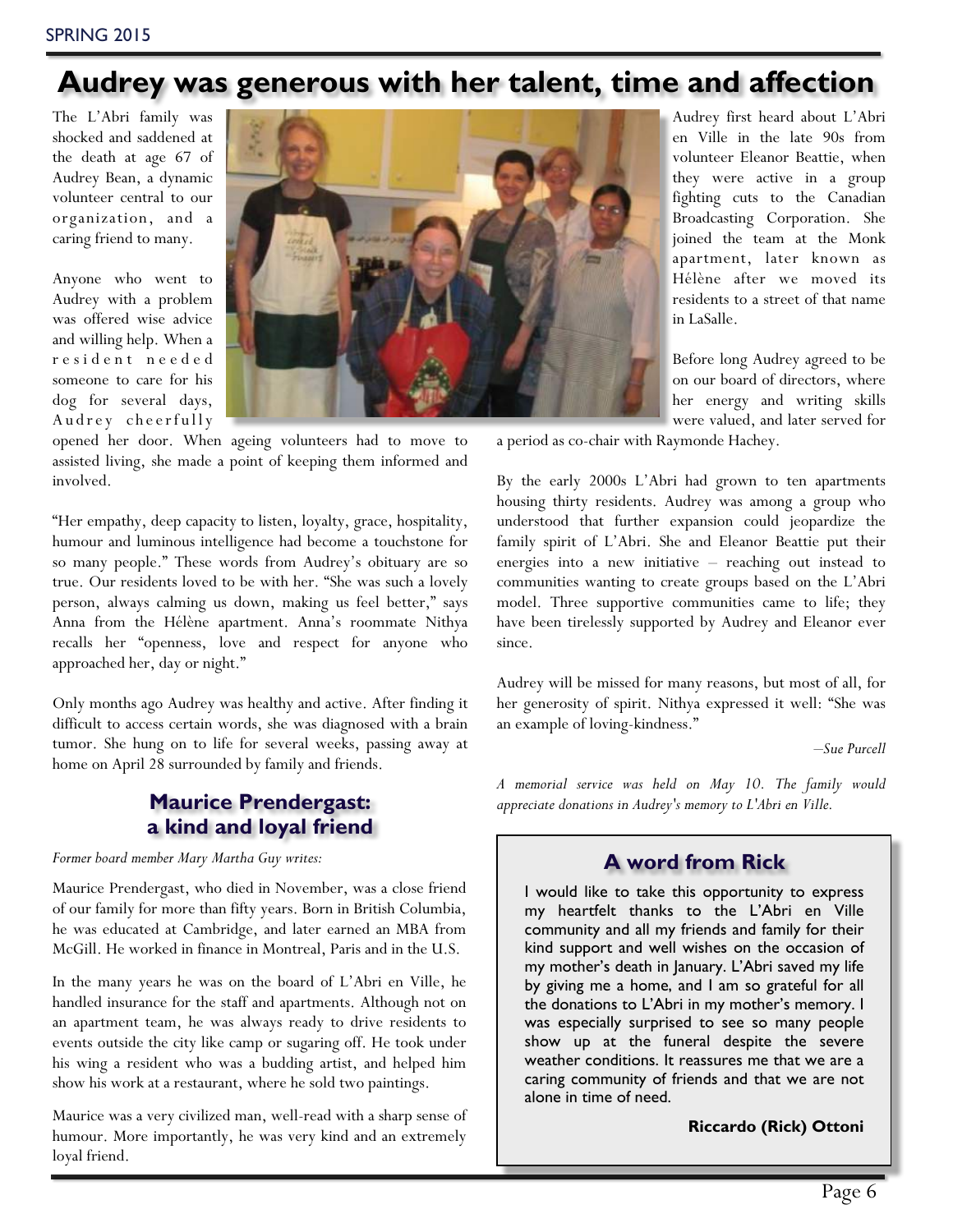# Audrey was generous with her talent, time and affection

The L'Abri family was shocked and saddened at the death at age 67 of Audrey Bean, a dynamic volunteer central to our organization, and a caring friend to many.

Anyone who went to Audrey with a problem was offered wise advice and willing help. When a resident needed someone to care for his dog for several days, Audrey cheerfully opened her door. When ageing volunteers had to move to assisted living, she made a point of keeping them informed and involved.

"Her empathy, deep capacity to listen, loyalty, grace, hospitality, humour and luminous intelligence had become a touchstone for so many people." These words from Audrey's obituary are so true. Our residents loved to be with her. "She was such a lovely person, always calming us down, making us feel better," says Anna from the Hélène apartment. Anna's roommate Nithya recalls her "openness, love and respect for anyone who approached her, day or night."

Only months ago Audrey was healthy and active. After finding it difficult to access certain words, she was diagnosed with a brain tumor. She hung on to life for several weeks, passing away at home on April 28 surrounded by family and friends.

Audrey first heard about L'Abri en Ville in the late 90s from volunteer Eleanor Beattie, when they were active in a group fighting cuts to the Canadian Broadcasting Corporation. She joined the team at the Monk apartment, later known as Hélène after we moved its residents to a street of that name in LaSalle.

Before long Audrey agreed to be on our board of directors, where her energy and writing skills were valued, and later served for a period as co-chair with Raymonde Hachey.

By the early 2000s L'Abri had grown to ten apartments housing thirty residents. Audrey was among a group who understood that further expansion could jeopardize the family spirit of L'Abri. She and Eleanor Beattie put their energies into a new initiative – reaching out instead to communities wanting to create groups based on the L'Abri model. Three supportive communities came to life; they have been tirelessly supported by Audrey and Eleanor ever since.

Audrey will be missed for many reasons, but most of all, for her generosity of spirit. Nithya expressed it well: "She was an example of loving-kindness."

*–Sue Purcell*

*A memorial service was held on May 10. The family would appreciate donations in Audrey's memory to L'Abri en Ville.*

## Maurice Prendergast: a kind and loyal friend

*Former board member Mary Martha Guy writes:*

Maurice Prendergast, who died in November, was a close friend of our family for more than fifty years. Born in British Columbia, he was educated at Cambridge, and later earned an MBA from McGill. He worked in finance in Montreal, Paris and in the U.S.

In the many years he was on the board of L'Abri en Ville, he handled insurance for the staff and apartments. Although not on an apartment team, he was always ready to drive residents to events outside the city like camp or sugaring off. He took under his wing a resident who was a budding artist, and helped him show his work at a restaurant, where he sold two paintings.

Maurice was a very civilized man, well-read with a sharp sense of humour. More importantly, he was very kind and an extremely loyal friend.

## A word from Rick

I would like to take this opportunity to express my heartfelt thanks to the L'Abri en Ville community and all my friends and family for their kind support and well wishes on the occasion of my mother's death in January. L'Abri saved my life by giving me a home, and I am so grateful for all the donations to L'Abri in my mother's memory. I was especially surprised to see so many people show up at the funeral despite the severe weather conditions. It reassures me that we are a caring community of friends and that we are not alone in time of need.

**Riccardo (Rick) Ottoni**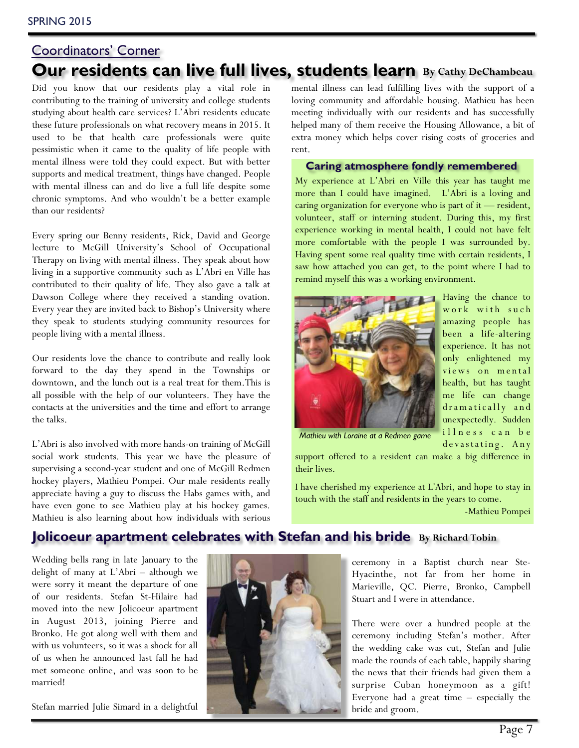## Coordinators' Corner

# Our residents can live full lives, students learn

**By Cathy DeChambeau**

Did you know that our residents play a vital role in contributing to the training of university and college students studying about health care services? L'Abri residents educate these future professionals on what recovery means in 2015. It used to be that health care professionals were quite pessimistic when it came to the quality of life people with mental illness were told they could expect. But with better supports and medical treatment, things have changed. People with mental illness can and do live a full life despite some chronic symptoms. And who wouldn't be a better example than our residents?

Every spring our Benny residents, Rick, David and George lecture to McGill University's School of Occupational Therapy on living with mental illness. They speak about how living in a supportive community such as L'Abri en Ville has contributed to their quality of life. They also gave a talk at Dawson College where they received a standing ovation. Every year they are invited back to Bishop's University where they speak to students studying community resources for people living with a mental illness.

Our residents love the chance to contribute and really look forward to the day they spend in the Townships or downtown, and the lunch out is a real treat for them.This is all possible with the help of our volunteers. They have the contacts at the universities and the time and effort to arrange the talks.

L'Abri is also involved with more hands-on training of McGill social work students. This year we have the pleasure of supervising a second-year student and one of McGill Redmen hockey players, Mathieu Pompei. Our male residents really appreciate having a guy to discuss the Habs games with, and have even gone to see Mathieu play at his hockey games. Mathieu is also learning about how individuals with serious mental illness can lead fulfilling lives with the support of a loving community and affordable housing. Mathieu has been meeting individually with our residents and has successfully helped many of them receive the Housing Allowance, a bit of extra money which helps cover rising costs of groceries and rent.

### Caring atmosphere fondly remembered

My experience at L'Abri en Ville this year has taught me more than I could have imagined. L'Abri is a loving and caring organization for everyone who is part of it — resident, volunteer, staff or interning student. During this, my first experience working in mental health, I could not have felt more comfortable with the people I was surrounded by. Having spent some real quality time with certain residents, I saw how attached you can get, to the point where I had to remind myself this was a working environment.

*Mathieu with Loraine at a Redmen game*

Having the chance to work with such amazing people has been a life-altering experience. It has not only enlightened my views on mental health, but has taught me life can change dramatically and unexpectedly. Sudden illness can be devastating. Any support offered to a resident can make a big difference in their lives.

I have cherished my experience at L'Abri, and hope to stay in touch with the staff and residents in the years to come.

-Mathieu Pompei

# Jolicoeur apartment celebrates with Stefan and his bride

**By Richard Tobin**

Wedding bells rang in late January to the delight of many at L'Abri – although we were sorry it meant the departure of one of our residents. Stefan St-Hilaire had moved into the new Jolicoeur apartment in August 2013, joining Pierre and Bronko. He got along well with them and with us volunteers, so it was a shock for all of us when he announced last fall he had met someone online, and was soon to be married!

Stefan married Julie Simard in a delightful ceremony in a Baptist church near Ste-Hyacinthe, not far from her home in Marieville, QC. Pierre, Bronko, Campbell Stuart and I were in attendance.

There were over a hundred people at the ceremony including Stefan's mother. After the wedding cake was cut, Stefan and Julie made the rounds of each table, happily sharing the news that their friends had given them a surprise Cuban honeymoon as a gift! Everyone had a great time – especially the bride and groom.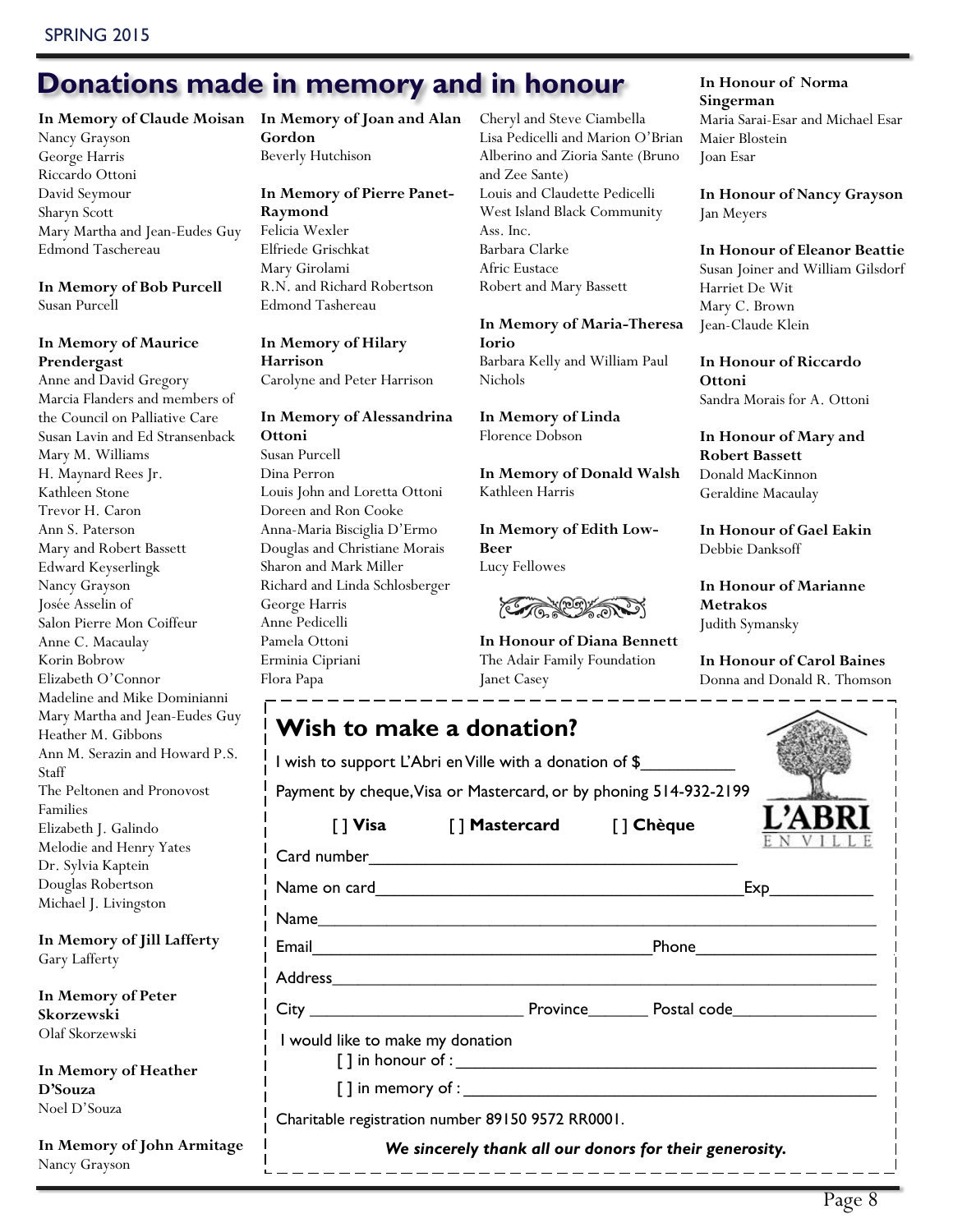# Donations made in memory and in honour

**In Memory of Claude Moisan**
Nancy Grayson
George Harris
Riccardo Ottoni
David Seymour
Sharyn Scott
Mary Martha and Jean-Eudes Guy
Edmond Taschereau

**In Memory of Bob Purcell**
Susan Purcell

**In Memory of Maurice Prendergast**
Anne and David Gregory
Marcia Flanders and members of the Council on Palliative Care
Susan Lavin and Ed Stransenback
Mary M. Williams
H. Maynard Rees Jr.
Kathleen Stone
Trevor H. Caron
Ann S. Paterson
Mary and Robert Bassett
Edward Keyserlingk
Nancy Grayson
Josée Asselin of
Salon Pierre Mon Coiffeur
Anne C. Macaulay
Korin Bobrow
Elizabeth O'Connor
Madeline and Mike Dominianni
Mary Martha and Jean-Eudes Guy
Heather M. Gibbons
Ann M. Serazin and Howard P.S. Staff
The Peltonen and Pronovost Families
Elizabeth J. Galindo
Melodie and Henry Yates
Dr. Sylvia Kaptein
Douglas Robertson
Michael J. Livingston

**In Memory of Jill Lafferty**
Gary Lafferty

**In Memory of Peter Skorzewski**
Olaf Skorzewski

**In Memory of Heather D'Souza**
Noel D'Souza

**In Memory of John Armitage**
Nancy Grayson

**In Memory of Joan and Alan Gordon**
Beverly Hutchison

**In Memory of Pierre Panet-Raymond**
Felicia Wexler
Elfriede Grischkat
Mary Girolami
R.N. and Richard Robertson
Edmond Tashereau

**In Memory of Hilary Harrison**
Carolyne and Peter Harrison

**In Memory of Alessandrina Ottoni**
Susan Purcell
Dina Perron
Louis John and Loretta Ottoni
Doreen and Ron Cooke
Anna-Maria Bisciglia D'Ermo
Douglas and Christiane Morais
Sharon and Mark Miller
Richard and Linda Schlosberger
George Harris
Anne Pedicelli
Pamela Ottoni
Erminia Cipriani
Flora Papa
Cheryl and Steve Ciambella
Lisa Pedicelli and Marion O'Brian
Alberino and Zioria Sante (Bruno and Zee Sante)
Louis and Claudette Pedicelli
West Island Black Community Ass. Inc.
Barbara Clarke
Afric Eustace
Robert and Mary Bassett

**In Memory of Maria-Theresa Iorio**
Barbara Kelly and William Paul Nichols

**In Memory of Linda**
Florence Dobson

**In Memory of Donald Walsh**
Kathleen Harris

**In Memory of Edith Low-Beer**
Lucy Fellowes

**In Honour of Diana Bennett**
The Adair Family Foundation
Janet Casey

**In Honour of Norma Singerman**
Maria Sarai-Esar and Michael Esar
Maier Blostein
Joan Esar

**In Honour of Nancy Grayson**
Jan Meyers

**In Honour of Eleanor Beattie**
Susan Joiner and William Gilsdorf
Harriet De Wit
Mary C. Brown
Jean-Claude Klein

**In Honour of Riccardo Ottoni**
Sandra Morais for A. Ottoni

**In Honour of Mary and Robert Bassett**
Donald MacKinnon
Geraldine Macaulay

**In Honour of Gael Eakin**
Debbie Danksoff

**In Honour of Marianne Metrakos**
Judith Symansky

**In Honour of Carol Baines**
Donna and Donald R. Thomson

## Wish to make a donation?

L'ABRI EN VILLE

I wish to support L'Abri en Ville with a donation of $__________

Payment by cheque, Visa or Mastercard, or by phoning 514-932-2199

[ ] **Visa** [ ] **Mastercard** [ ] **Chèque**

Card number________________________________________

Name on card________________________________________Exp___________

Name______________________________________________________________

Email_____________________________________Phone____________________

Address____________________________________________________________

City _______________________ Province_______ Postal code________________

I would like to make my donation
[ ] in honour of : ____________________________________________
[ ] in memory of : ____________________________________________

Charitable registration number 89150 9572 RR0001.

***We sincerely thank all our donors for their generosity.***